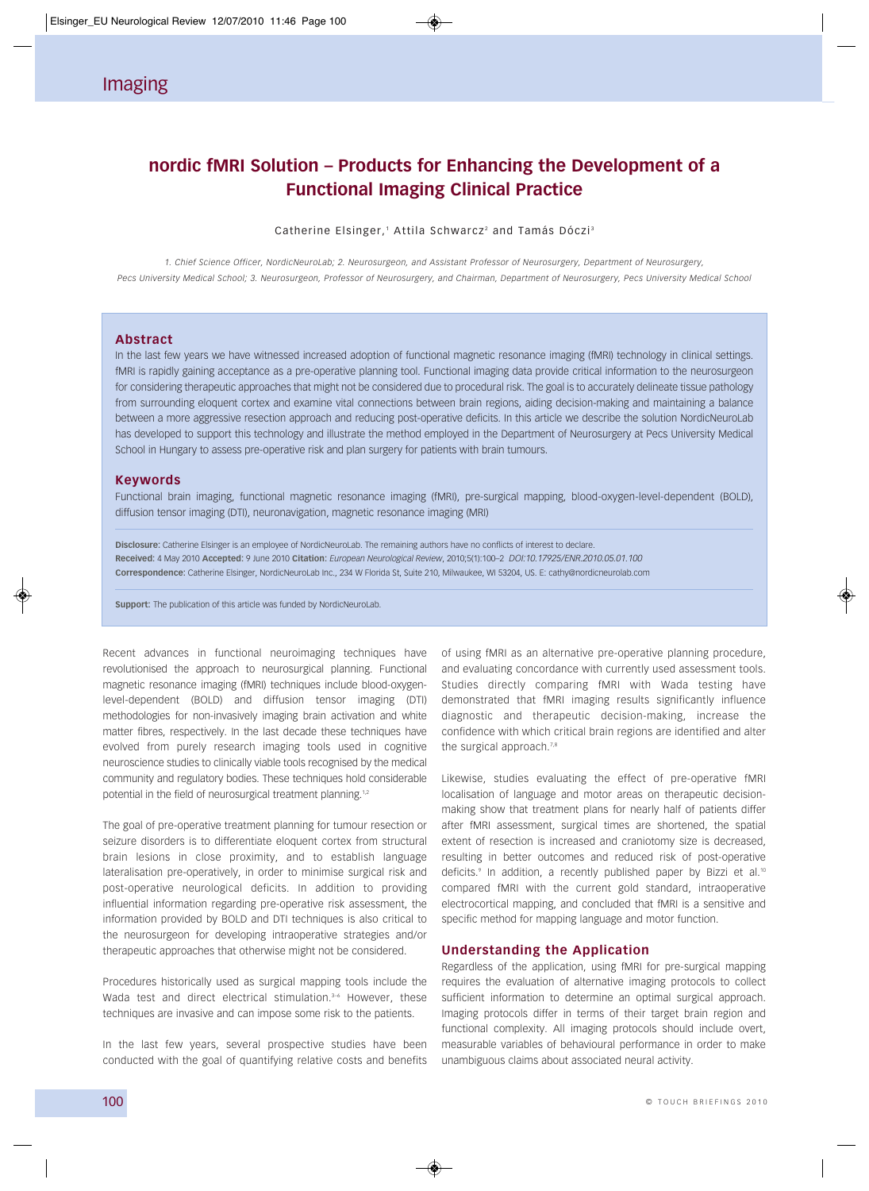# nordic fMRI Solution – Products for Enhancing the Development of a Functional Imaging Clinical Practice

Catherine Elsinger,[1] Attila Schwarcz[2] and Tamás Dóczi[3]

*1. Chief Science Officer, NordicNeuroLab; 2. Neurosurgeon, and Assistant Professor of Neurosurgery, Department of Neurosurgery, Pecs University Medical School; 3. Neurosurgeon, Professor of Neurosurgery, and Chairman, Department of Neurosurgery, Pecs University Medical School*

## Abstract

In the last few years we have witnessed increased adoption of functional magnetic resonance imaging (fMRI) technology in clinical settings. fMRI is rapidly gaining acceptance as a pre-operative planning tool. Functional imaging data provide critical information to the neurosurgeon for considering therapeutic approaches that might not be considered due to procedural risk. The goal is to accurately delineate tissue pathology from surrounding eloquent cortex and examine vital connections between brain regions, aiding decision-making and maintaining a balance between a more aggressive resection approach and reducing post-operative deficits. In this article we describe the solution NordicNeuroLab has developed to support this technology and illustrate the method employed in the Department of Neurosurgery at Pecs University Medical School in Hungary to assess pre-operative risk and plan surgery for patients with brain tumours.

## Keywords

Functional brain imaging, functional magnetic resonance imaging (fMRI), pre-surgical mapping, blood-oxygen-level-dependent (BOLD), diffusion tensor imaging (DTI), neuronavigation, magnetic resonance imaging (MRI)

**Disclosure:** Catherine Elsinger is an employee of NordicNeuroLab. The remaining authors have no conflicts of interest to declare.
**Received:** 4 May 2010 **Accepted:** 9 June 2010 **Citation:** *European Neurological Review*, 2010;5(1):100–2 *DOI:10.17925/ENR.2010.05.01.100*
**Correspondence:** Catherine Elsinger, NordicNeuroLab Inc., 234 W Florida St, Suite 210, Milwaukee, WI 53204, US. E: cathy@nordicneurolab.com

**Support:** The publication of this article was funded by NordicNeuroLab.

Recent advances in functional neuroimaging techniques have revolutionised the approach to neurosurgical planning. Functional magnetic resonance imaging (fMRI) techniques include blood-oxygen-level-dependent (BOLD) and diffusion tensor imaging (DTI) methodologies for non-invasively imaging brain activation and white matter fibres, respectively. In the last decade these techniques have evolved from purely research imaging tools used in cognitive neuroscience studies to clinically viable tools recognised by the medical community and regulatory bodies. These techniques hold considerable potential in the field of neurosurgical treatment planning.[1,2]

The goal of pre-operative treatment planning for tumour resection or seizure disorders is to differentiate eloquent cortex from structural brain lesions in close proximity, and to establish language lateralisation pre-operatively, in order to minimise surgical risk and post-operative neurological deficits. In addition to providing influential information regarding pre-operative risk assessment, the information provided by BOLD and DTI techniques is also critical to the neurosurgeon for developing intraoperative strategies and/or therapeutic approaches that otherwise might not be considered.

Procedures historically used as surgical mapping tools include the Wada test and direct electrical stimulation.[3–6] However, these techniques are invasive and can impose some risk to the patients.

In the last few years, several prospective studies have been conducted with the goal of quantifying relative costs and benefits of using fMRI as an alternative pre-operative planning procedure, and evaluating concordance with currently used assessment tools. Studies directly comparing fMRI with Wada testing have demonstrated that fMRI imaging results significantly influence diagnostic and therapeutic decision-making, increase the confidence with which critical brain regions are identified and alter the surgical approach.[7,8]

Likewise, studies evaluating the effect of pre-operative fMRI localisation of language and motor areas on therapeutic decision-making show that treatment plans for nearly half of patients differ after fMRI assessment, surgical times are shortened, the spatial extent of resection is increased and craniotomy size is decreased, resulting in better outcomes and reduced risk of post-operative deficits.[9] In addition, a recently published paper by Bizzi et al.[10] compared fMRI with the current gold standard, intraoperative electrocortical mapping, and concluded that fMRI is a sensitive and specific method for mapping language and motor function.

## Understanding the Application

Regardless of the application, using fMRI for pre-surgical mapping requires the evaluation of alternative imaging protocols to collect sufficient information to determine an optimal surgical approach. Imaging protocols differ in terms of their target brain region and functional complexity. All imaging protocols should include overt, measurable variables of behavioural performance in order to make unambiguous claims about associated neural activity.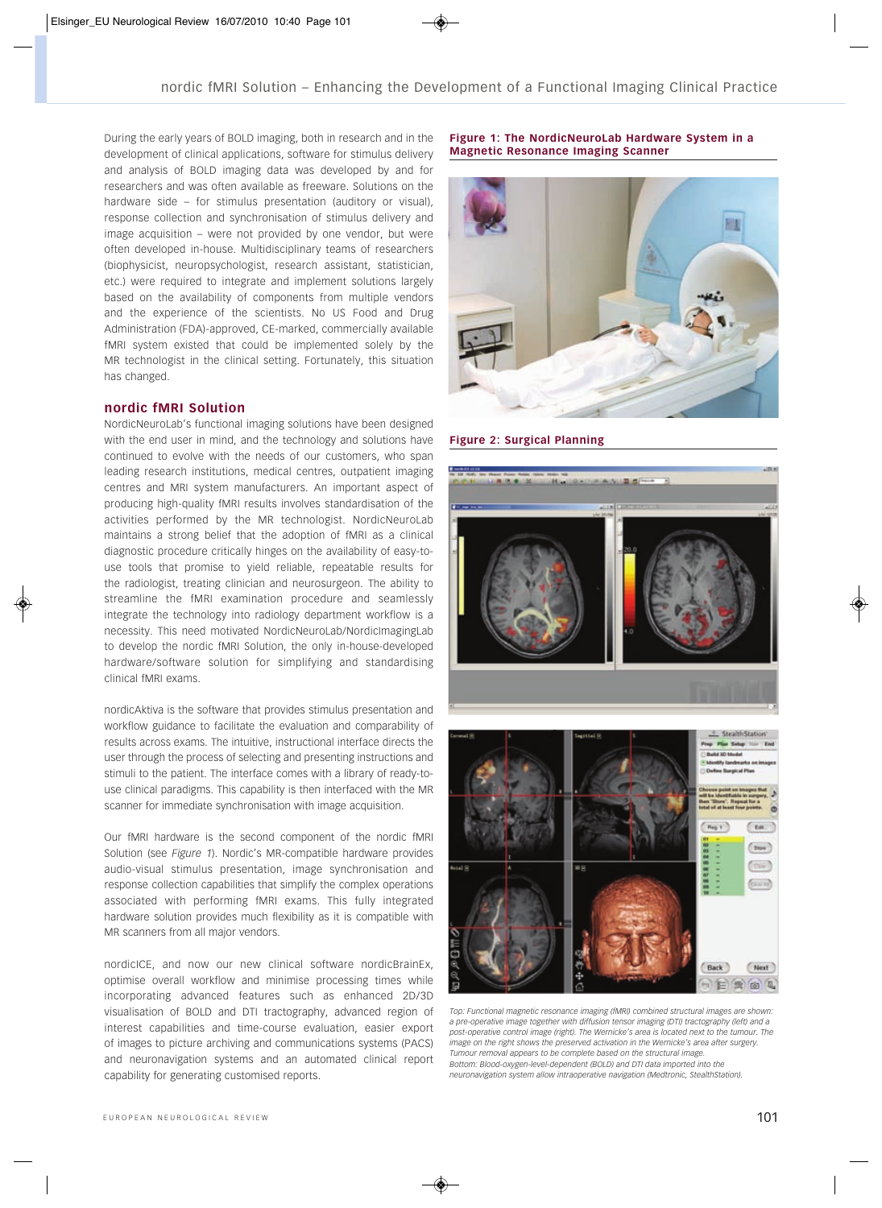During the early years of BOLD imaging, both in research and in the development of clinical applications, software for stimulus delivery and analysis of BOLD imaging data was developed by and for researchers and was often available as freeware. Solutions on the hardware side – for stimulus presentation (auditory or visual), response collection and synchronisation of stimulus delivery and image acquisition – were not provided by one vendor, but were often developed in-house. Multidisciplinary teams of researchers (biophysicist, neuropsychologist, research assistant, statistician, etc.) were required to integrate and implement solutions largely based on the availability of components from multiple vendors and the experience of the scientists. No US Food and Drug Administration (FDA)-approved, CE-marked, commercially available fMRI system existed that could be implemented solely by the MR technologist in the clinical setting. Fortunately, this situation has changed.

## nordic fMRI Solution

NordicNeuroLab's functional imaging solutions have been designed with the end user in mind, and the technology and solutions have continued to evolve with the needs of our customers, who span leading research institutions, medical centres, outpatient imaging centres and MRI system manufacturers. An important aspect of producing high-quality fMRI results involves standardisation of the activities performed by the MR technologist. NordicNeuroLab maintains a strong belief that the adoption of fMRI as a clinical diagnostic procedure critically hinges on the availability of easy-to-use tools that promise to yield reliable, repeatable results for the radiologist, treating clinician and neurosurgeon. The ability to streamline the fMRI examination procedure and seamlessly integrate the technology into radiology department workflow is a necessity. This need motivated NordicNeuroLab/NordicImagingLab to develop the nordic fMRI Solution, the only in-house-developed hardware/software solution for simplifying and standardising clinical fMRI exams.

nordicAktiva is the software that provides stimulus presentation and workflow guidance to facilitate the evaluation and comparability of results across exams. The intuitive, instructional interface directs the user through the process of selecting and presenting instructions and stimuli to the patient. The interface comes with a library of ready-to-use clinical paradigms. This capability is then interfaced with the MR scanner for immediate synchronisation with image acquisition.

Our fMRI hardware is the second component of the nordic fMRI Solution (see *Figure 1*). Nordic's MR-compatible hardware provides audio-visual stimulus presentation, image synchronisation and response collection capabilities that simplify the complex operations associated with performing fMRI exams. This fully integrated hardware solution provides much flexibility as it is compatible with MR scanners from all major vendors.

nordicICE, and now our new clinical software nordicBrainEx, optimise overall workflow and minimise processing times while incorporating advanced features such as enhanced 2D/3D visualisation of BOLD and DTI tractography, advanced region of interest capabilities and time-course evaluation, easier export of images to picture archiving and communications systems (PACS) and neuronavigation systems and an automated clinical report capability for generating customised reports.

**Figure 1: The NordicNeuroLab Hardware System in a Magnetic Resonance Imaging Scanner**

**Figure 2: Surgical Planning**

*Top: Functional magnetic resonance imaging (fMRI) combined structural images are shown: a pre-operative image together with diffusion tensor imaging (DTI) tractography (left) and a post-operative control image (right). The Wernicke's area is located next to the tumour. The image on the right shows the preserved activation in the Wernicke's area after surgery. Tumour removal appears to be complete based on the structural image.*
*Bottom: Blood-oxygen-level-dependent (BOLD) and DTI data imported into the neuronavigation system allow intraoperative navigation (Medtronic, StealthStation).*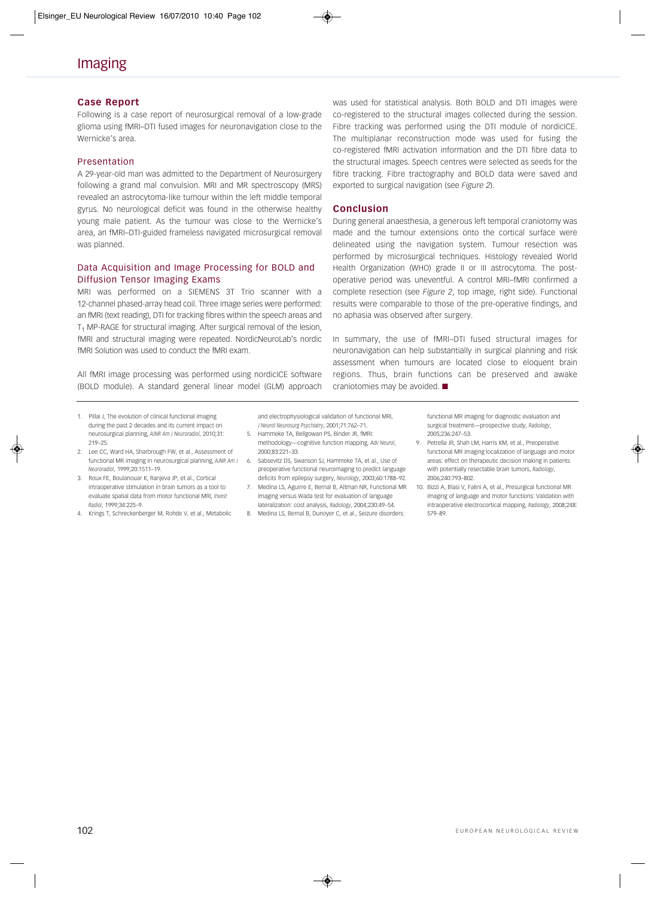## Case Report

Following is a case report of neurosurgical removal of a low-grade glioma using fMRI–DTI fused images for neuronavigation close to the Wernicke's area.

### Presentation

A 29-year-old man was admitted to the Department of Neurosurgery following a grand mal convulsion. MRI and MR spectroscopy (MRS) revealed an astrocytoma-like tumour within the left middle temporal gyrus. No neurological deficit was found in the otherwise healthy young male patient. As the tumour was close to the Wernicke's area, an fMRI–DTI-guided frameless navigated microsurgical removal was planned.

### Data Acquisition and Image Processing for BOLD and Diffusion Tensor Imaging Exams

MRI was performed on a SIEMENS 3T Trio scanner with a 12-channel phased-array head coil. Three image series were performed: an fMRI (text reading), DTI for tracking fibres within the speech areas and $T_1$ MP-RAGE for structural imaging. After surgical removal of the lesion, fMRI and structural imaging were repeated. NordicNeuroLab's nordic fMRI Solution was used to conduct the fMRI exam.

All fMRI image processing was performed using nordicICE software (BOLD module). A standard general linear model (GLM) approach was used for statistical analysis. Both BOLD and DTI images were co-registered to the structural images collected during the session. Fibre tracking was performed using the DTI module of nordicICE. The multiplanar reconstruction mode was used for fusing the co-registered fMRI activation information and the DTI fibre data to the structural images. Speech centres were selected as seeds for the fibre tracking. Fibre tractography and BOLD data were saved and exported to surgical navigation (see *Figure 2*).

## Conclusion

During general anaesthesia, a generous left temporal craniotomy was made and the tumour extensions onto the cortical surface were delineated using the navigation system. Tumour resection was performed by microsurgical techniques. Histology revealed World Health Organization (WHO) grade II or III astrocytoma. The post-operative period was uneventful. A control MRI–fMRI confirmed a complete resection (see *Figure 2*, top image, right side). Functional results were comparable to those of the pre-operative findings, and no aphasia was observed after surgery.

In summary, the use of fMRI–DTI fused structural images for neuronavigation can help substantially in surgical planning and risk assessment when tumours are located close to eloquent brain regions. Thus, brain functions can be preserved and awake craniotomies may be avoided. ■

---

1. Pillai J, The evolution of clinical functional imaging during the past 2 decades and its current impact on neurosurgical planning, *AJNR Am J Neuroradiol*, 2010;31: 219–25.
2. Lee CC, Ward HA, Sharbrough FW, et al., Assessment of functional MR imaging in neurosurgical planning, *AJNR Am J Neuroradiol*, 1999;20:1511–19.
3. Roux FE, Boulanouar K, Ranjeva JP, et al., Cortical intraoperative stimulation in brain tumors as a tool to evaluate spatial data from motor functional MRI, *Invest Radiol*, 1999;34:225–9.
4. Krings T, Schreckenberger M, Rohde V, et al., Metabolic and electrophysiological validation of functional MRI, *J Neurol Neurosurg Psychiatry*, 2001;71:762–71.
5. Hammeke TA, Bellgowan PS, Binder JR, fMRI: methodology—cognitive function mapping, *Adv Neurol*, 2000;83:221–33.
6. Sabsevitz DS, Swanson SJ, Hammeke TA, et al., Use of preoperative functional neuroimaging to predict language deficits from epilepsy surgery, *Neurology*, 2003;60:1788–92.
7. Medina LS, Aguirre E, Bernal B, Altman NR, Functional MR imaging versus Wada test for evaluation of language lateralization: cost analysis, *Radiology*, 2004;230:49–54.
8. Medina LS, Bernal B, Dunoyer C, et al., Seizure disorders: functional MR imaging for diagnostic evaluation and surgical treatment—prospective study, *Radiology*, 2005;236:247–53.
9. Petrella JR, Shah LM, Harris KM, et al., Preoperative functional MR imaging localization of language and motor areas: effect on therapeutic decision making in patients with potentially resectable brain tumors, *Radiology*, 2006;240:793–802.
10. Bizzi A, Blasi V, Falini A, et al., Presurgical functional MR imaging of language and motor functions: Validation with intraoperative electrocortical mapping, *Radiology*, 2008;248: 579–89.